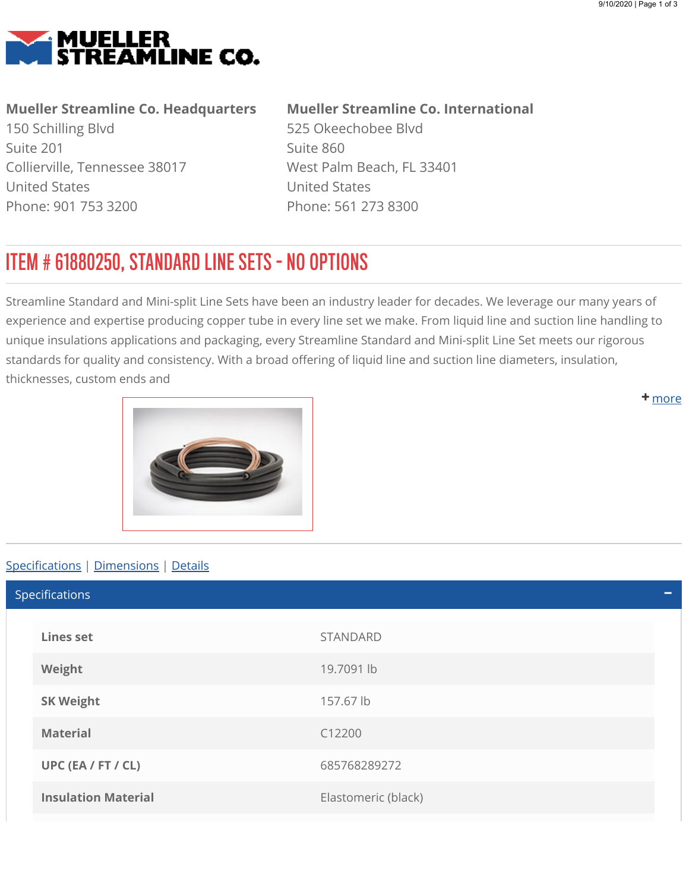**MUELLER STREAMLINE CO.**

**Mueller Streamline Co. Headquarters**
150 Schilling Blvd
Suite 201
Collierville, Tennessee 38017
United States
Phone: 901 753 3200

**Mueller Streamline Co. International**
525 Okeechobee Blvd
Suite 860
West Palm Beach, FL 33401
United States
Phone: 561 273 8300

# ITEM # 61880250, STANDARD LINE SETS - NO OPTIONS

Streamline Standard and Mini-split Line Sets have been an industry leader for decades. We leverage our many years of experience and expertise producing copper tube in every line set we make. From liquid line and suction line handling to unique insulations applications and packaging, every Streamline Standard and Mini-split Line Set meets our rigorous standards for quality and consistency. With a broad offering of liquid line and suction line diameters, insulation, thicknesses, custom ends and

+ more

Specifications | Dimensions | Details

## Specifications

| | |
|---|---|
| **Lines set** | STANDARD |
| **Weight** | 19.7091 lb |
| **SK Weight** | 157.67 lb |
| **Material** | C12200 |
| **UPC (EA / FT / CL)** | 685768289272 |
| **Insulation Material** | Elastomeric (black) |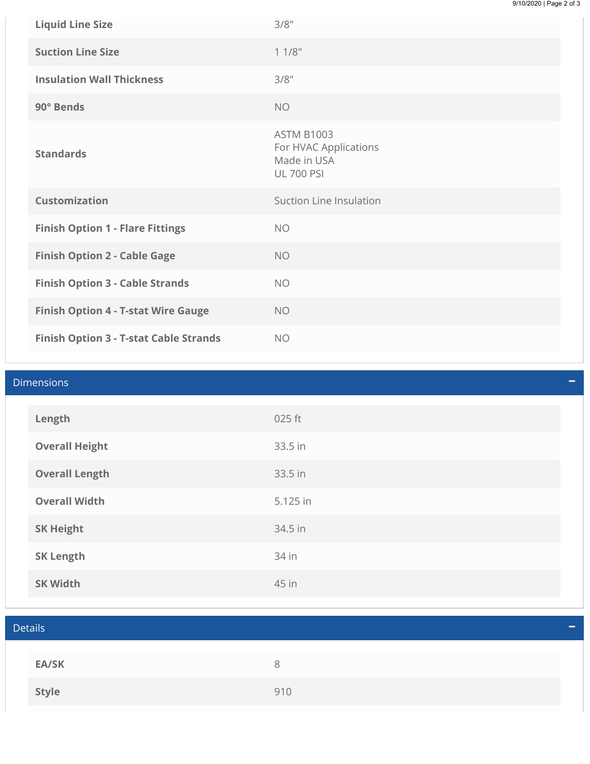| | |
|---|---|
| **Liquid Line Size** | 3/8" |
| **Suction Line Size** | 1 1/8" |
| **Insulation Wall Thickness** | 3/8" |
| **90° Bends** | NO |
| **Standards** | ASTM B1003<br>For HVAC Applications<br>Made in USA<br>UL 700 PSI |
| **Customization** | Suction Line Insulation |
| **Finish Option 1 - Flare Fittings** | NO |
| **Finish Option 2 - Cable Gage** | NO |
| **Finish Option 3 - Cable Strands** | NO |
| **Finish Option 4 - T-stat Wire Gauge** | NO |
| **Finish Option 3 - T-stat Cable Strands** | NO |

## Dimensions

| | |
|---|---|
| **Length** | 025 ft |
| **Overall Height** | 33.5 in |
| **Overall Length** | 33.5 in |
| **Overall Width** | 5.125 in |
| **SK Height** | 34.5 in |
| **SK Length** | 34 in |
| **SK Width** | 45 in |

## Details

| | |
|---|---|
| **EA/SK** | 8 |
| **Style** | 910 |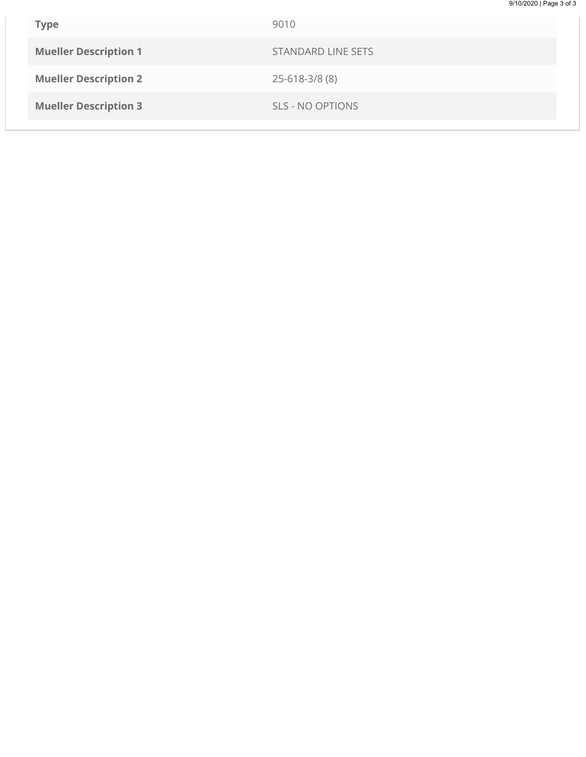| | |
|---|---|
| **Type** | 9010 |
| **Mueller Description 1** | STANDARD LINE SETS |
| **Mueller Description 2** | 25-618-3/8 (8) |
| **Mueller Description 3** | SLS - NO OPTIONS |